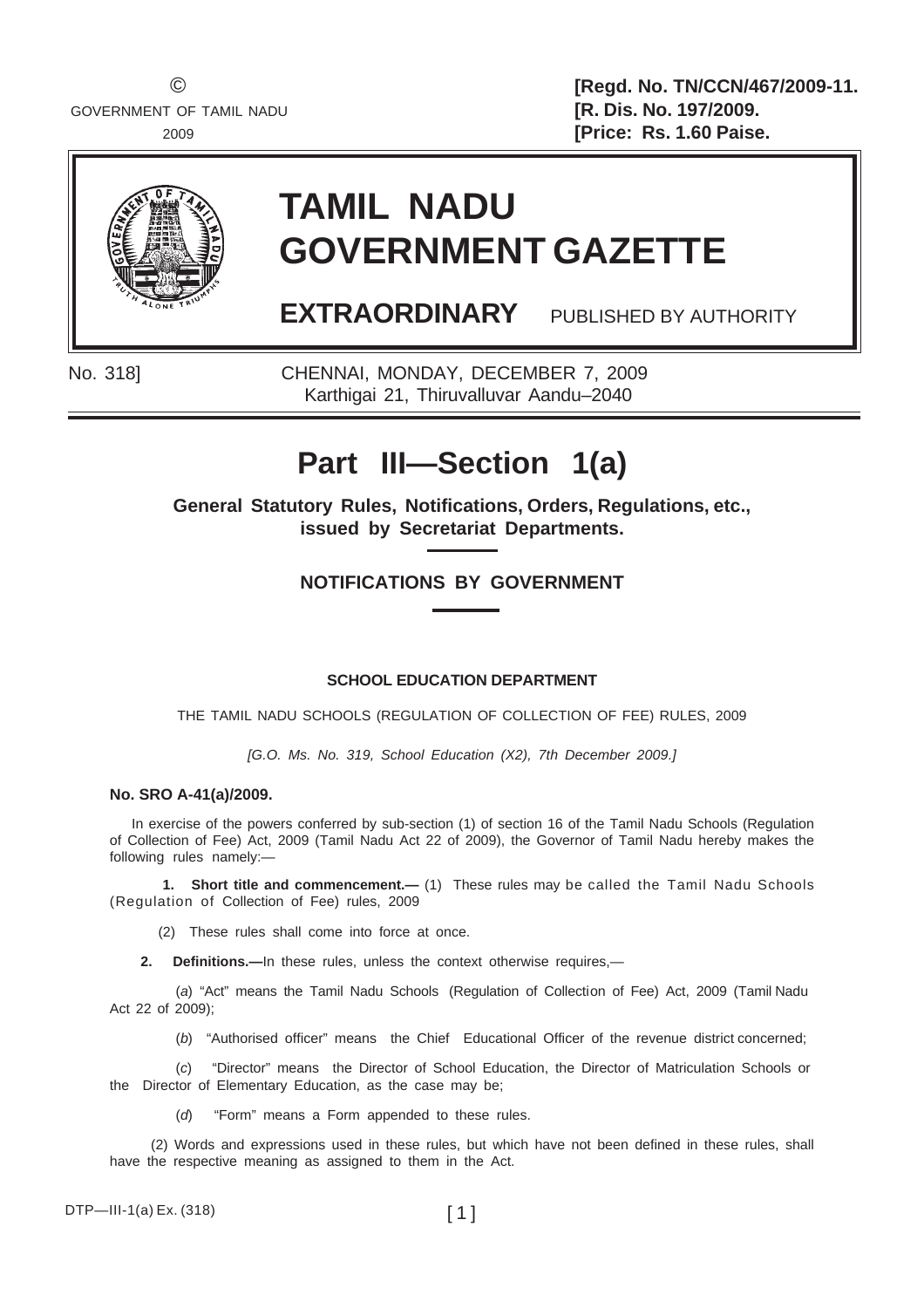©
GOVERNMENT OF TAMIL NADU
2009

**[Regd. No. TN/CCN/467/2009-11.**
**[R. Dis. No. 197/2009.**
**[Price: Rs. 1.60 Paise.**

# TAMIL NADU GOVERNMENT GAZETTE

**EXTRAORDINARY** PUBLISHED BY AUTHORITY

No. 318] CHENNAI, MONDAY, DECEMBER 7, 2009
Karthigai 21, Thiruvalluvar Aandu–2040

# Part III—Section 1(a)

**General Statutory Rules, Notifications, Orders, Regulations, etc., issued by Secretariat Departments.**

## NOTIFICATIONS BY GOVERNMENT

### SCHOOL EDUCATION DEPARTMENT

THE TAMIL NADU SCHOOLS (REGULATION OF COLLECTION OF FEE) RULES, 2009

*[G.O. Ms. No. 319, School Education (X2), 7th December 2009.]*

**No. SRO A-41(a)/2009.**

In exercise of the powers conferred by sub-section (1) of section 16 of the Tamil Nadu Schools (Regulation of Collection of Fee) Act, 2009 (Tamil Nadu Act 22 of 2009), the Governor of Tamil Nadu hereby makes the following rules namely:—

**1. Short title and commencement.—** (1) These rules may be called the Tamil Nadu Schools (Regulation of Collection of Fee) rules, 2009

(2) These rules shall come into force at once.

**2. Definitions.—**In these rules, unless the context otherwise requires,—

(*a*) "Act" means the Tamil Nadu Schools (Regulation of Collection of Fee) Act, 2009 (Tamil Nadu Act 22 of 2009);

(*b*) "Authorised officer" means the Chief Educational Officer of the revenue district concerned;

(*c*) "Director" means the Director of School Education, the Director of Matriculation Schools or the Director of Elementary Education, as the case may be;

(*d*) "Form" means a Form appended to these rules.

(2) Words and expressions used in these rules, but which have not been defined in these rules, shall have the respective meaning as assigned to them in the Act.

DTP—III-1(a) Ex. (318)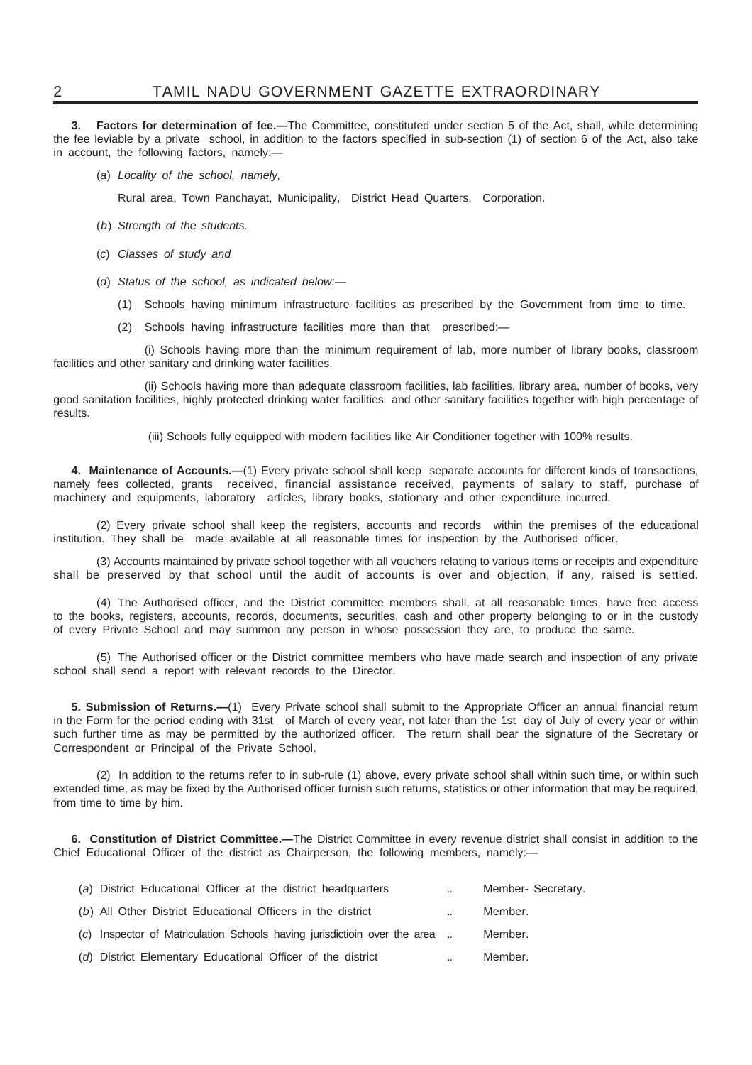**3. Factors for determination of fee.—**The Committee, constituted under section 5 of the Act, shall, while determining the fee leviable by a private school, in addition to the factors specified in sub-section (1) of section 6 of the Act, also take in account, the following factors, namely:—

(*a*) *Locality of the school, namely,*

Rural area, Town Panchayat, Municipality, District Head Quarters, Corporation.

(*b*) *Strength of the students.*

(*c*) *Classes of study and*

(*d*) *Status of the school, as indicated below:—*

(1) Schools having minimum infrastructure facilities as prescribed by the Government from time to time.

(2) Schools having infrastructure facilities more than that prescribed:—

(i) Schools having more than the minimum requirement of lab, more number of library books, classroom facilities and other sanitary and drinking water facilities.

(ii) Schools having more than adequate classroom facilities, lab facilities, library area, number of books, very good sanitation facilities, highly protected drinking water facilities and other sanitary facilities together with high percentage of results.

(iii) Schools fully equipped with modern facilities like Air Conditioner together with 100% results.

**4. Maintenance of Accounts.—**(1) Every private school shall keep separate accounts for different kinds of transactions, namely fees collected, grants received, financial assistance received, payments of salary to staff, purchase of machinery and equipments, laboratory articles, library books, stationary and other expenditure incurred.

(2) Every private school shall keep the registers, accounts and records within the premises of the educational institution. They shall be made available at all reasonable times for inspection by the Authorised officer.

(3) Accounts maintained by private school together with all vouchers relating to various items or receipts and expenditure shall be preserved by that school until the audit of accounts is over and objection, if any, raised is settled.

(4) The Authorised officer, and the District committee members shall, at all reasonable times, have free access to the books, registers, accounts, records, documents, securities, cash and other property belonging to or in the custody of every Private School and may summon any person in whose possession they are, to produce the same.

(5) The Authorised officer or the District committee members who have made search and inspection of any private school shall send a report with relevant records to the Director.

**5. Submission of Returns.—**(1) Every Private school shall submit to the Appropriate Officer an annual financial return in the Form for the period ending with 31st of March of every year, not later than the 1st day of July of every year or within such further time as may be permitted by the authorized officer. The return shall bear the signature of the Secretary or Correspondent or Principal of the Private School.

(2) In addition to the returns refer to in sub-rule (1) above, every private school shall within such time, or within such extended time, as may be fixed by the Authorised officer furnish such returns, statistics or other information that may be required, from time to time by him.

**6. Constitution of District Committee.—**The District Committee in every revenue district shall consist in addition to the Chief Educational Officer of the district as Chairperson, the following members, namely:—

(*a*) District Educational Officer at the district headquarters .. Member- Secretary.

(*b*) All Other District Educational Officers in the district .. Member.

(*c*) Inspector of Matriculation Schools having jurisdictioin over the area .. Member.

(*d*) District Elementary Educational Officer of the district .. Member.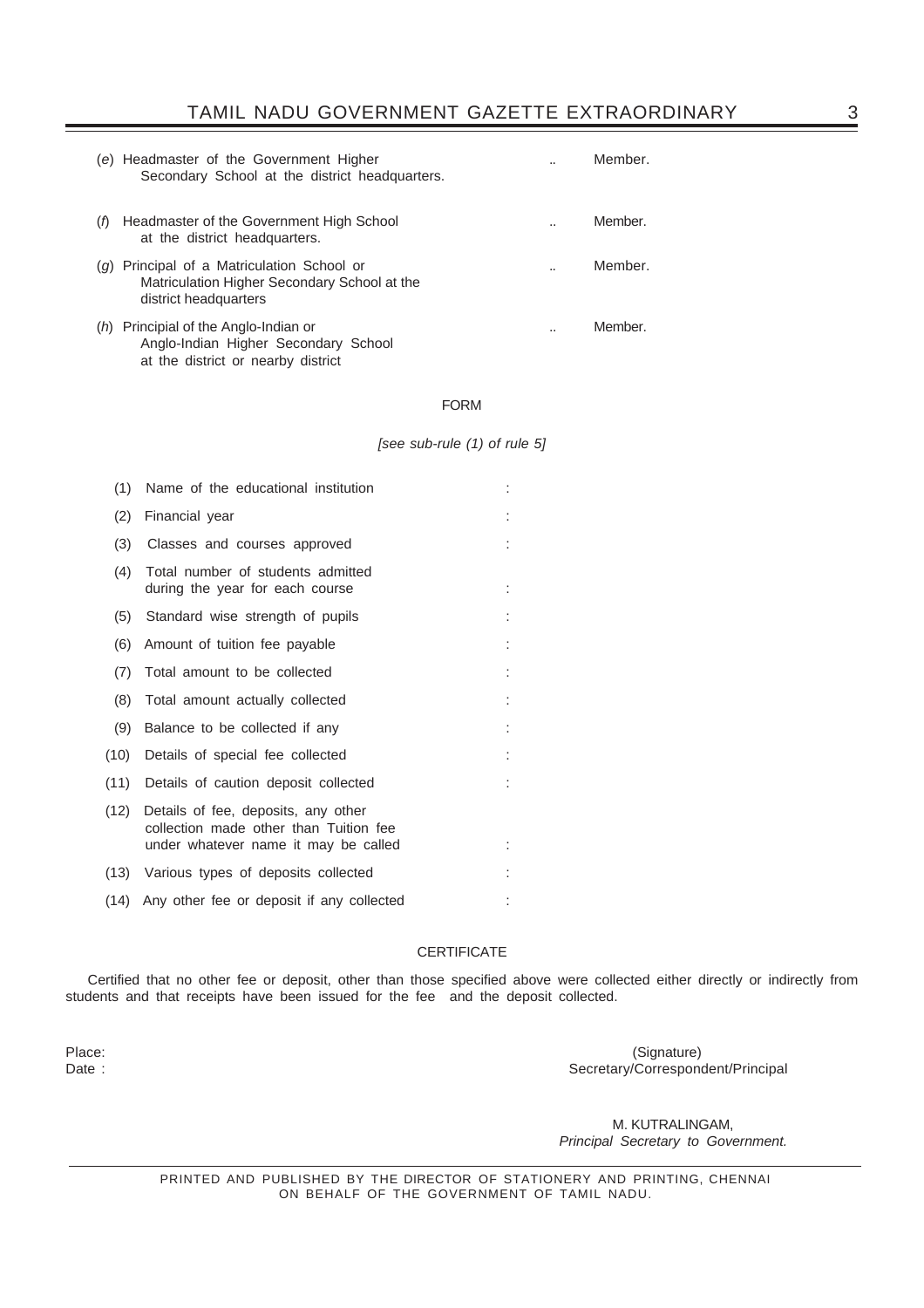(*e*) Headmaster of the Government Higher Secondary School at the district headquarters. .. Member.

(*f*) Headmaster of the Government High School at the district headquarters. .. Member.

(*g*) Principal of a Matriculation School or Matriculation Higher Secondary School at the district headquarters .. Member.

(*h*) Principial of the Anglo-Indian or Anglo-Indian Higher Secondary School at the district or nearby district .. Member.

FORM

*[see sub-rule (1) of rule 5]*

| | | |
|---|---|---|
| (1) | Name of the educational institution | : |
| (2) | Financial year | : |
| (3) | Classes and courses approved | : |
| (4) | Total number of students admitted during the year for each course | : |
| (5) | Standard wise strength of pupils | : |
| (6) | Amount of tuition fee payable | : |
| (7) | Total amount to be collected | : |
| (8) | Total amount actually collected | : |
| (9) | Balance to be collected if any | : |
| (10) | Details of special fee collected | : |
| (11) | Details of caution deposit collected | : |
| (12) | Details of fee, deposits, any other collection made other than Tuition fee under whatever name it may be called | : |
| (13) | Various types of deposits collected | : |
| (14) | Any other fee or deposit if any collected | : |

CERTIFICATE

Certified that no other fee or deposit, other than those specified above were collected either directly or indirectly from students and that receipts have been issued for the fee and the deposit collected.

Place:
Date :

(Signature)
Secretary/Correspondent/Principal

M. KUTRALINGAM,
*Principal Secretary to Government.*

PRINTED AND PUBLISHED BY THE DIRECTOR OF STATIONERY AND PRINTING, CHENNAI ON BEHALF OF THE GOVERNMENT OF TAMIL NADU.